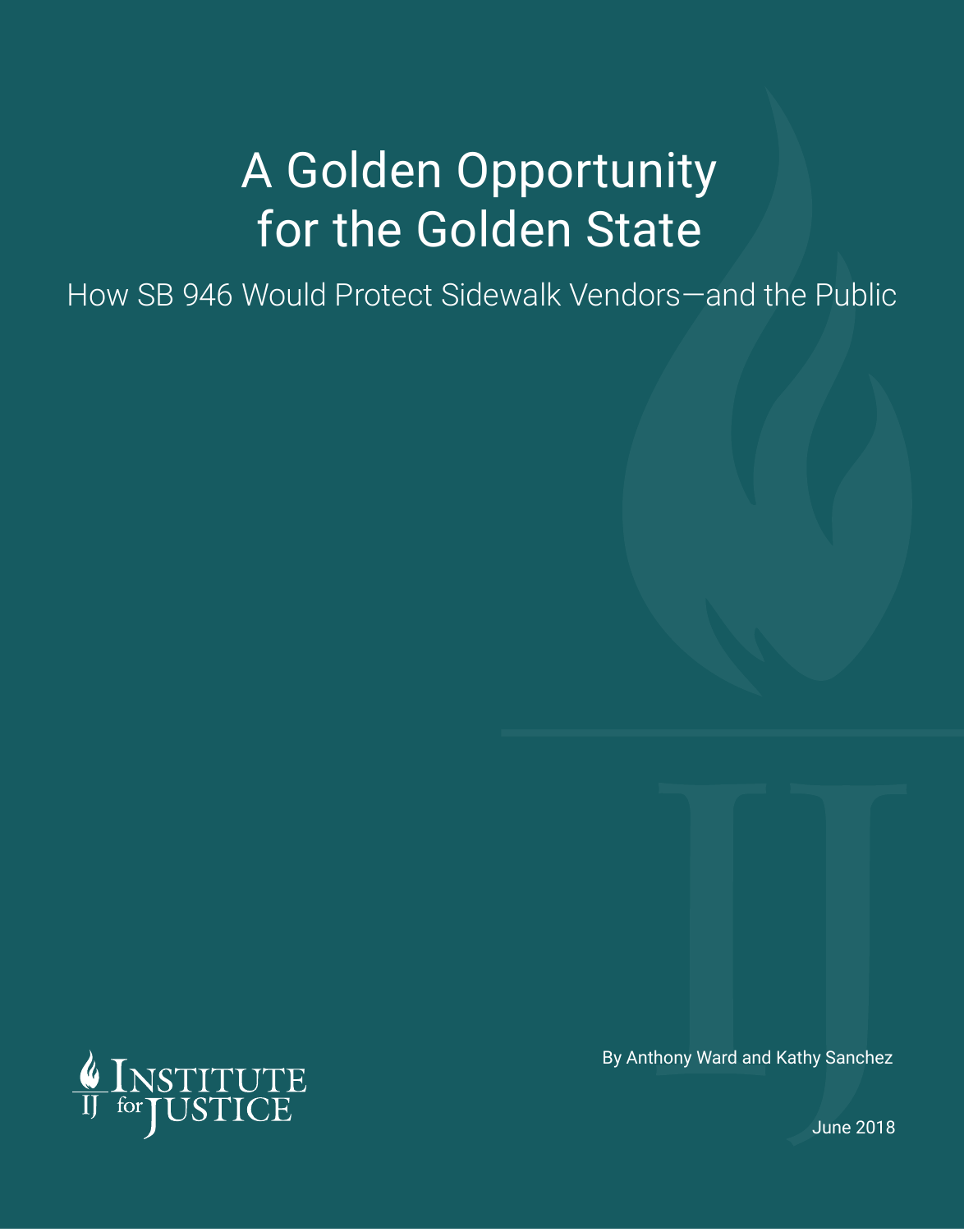# A Golden Opportunity for the Golden State

## How SB 946 Would Protect Sidewalk Vendors—and the Public

By Anthony Ward and Kathy Sanchez

June 2018

Institute for Justice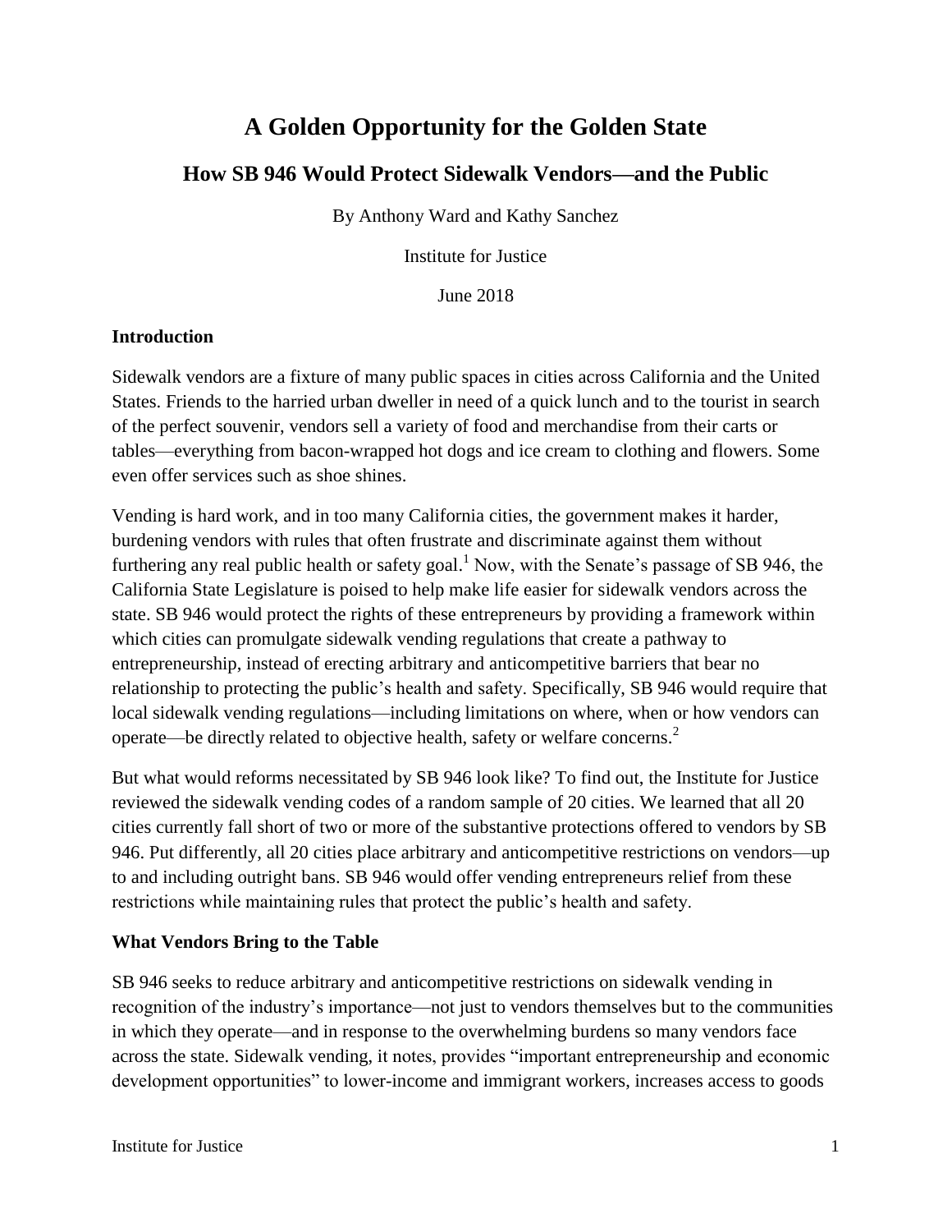# A Golden Opportunity for the Golden State

## How SB 946 Would Protect Sidewalk Vendors—and the Public

By Anthony Ward and Kathy Sanchez

Institute for Justice

June 2018

### Introduction

Sidewalk vendors are a fixture of many public spaces in cities across California and the United States. Friends to the harried urban dweller in need of a quick lunch and to the tourist in search of the perfect souvenir, vendors sell a variety of food and merchandise from their carts or tables—everything from bacon-wrapped hot dogs and ice cream to clothing and flowers. Some even offer services such as shoe shines.

Vending is hard work, and in too many California cities, the government makes it harder, burdening vendors with rules that often frustrate and discriminate against them without furthering any real public health or safety goal.[1] Now, with the Senate's passage of SB 946, the California State Legislature is poised to help make life easier for sidewalk vendors across the state. SB 946 would protect the rights of these entrepreneurs by providing a framework within which cities can promulgate sidewalk vending regulations that create a pathway to entrepreneurship, instead of erecting arbitrary and anticompetitive barriers that bear no relationship to protecting the public's health and safety. Specifically, SB 946 would require that local sidewalk vending regulations—including limitations on where, when or how vendors can operate—be directly related to objective health, safety or welfare concerns.[2]

But what would reforms necessitated by SB 946 look like? To find out, the Institute for Justice reviewed the sidewalk vending codes of a random sample of 20 cities. We learned that all 20 cities currently fall short of two or more of the substantive protections offered to vendors by SB 946. Put differently, all 20 cities place arbitrary and anticompetitive restrictions on vendors—up to and including outright bans. SB 946 would offer vending entrepreneurs relief from these restrictions while maintaining rules that protect the public's health and safety.

### What Vendors Bring to the Table

SB 946 seeks to reduce arbitrary and anticompetitive restrictions on sidewalk vending in recognition of the industry's importance—not just to vendors themselves but to the communities in which they operate—and in response to the overwhelming burdens so many vendors face across the state. Sidewalk vending, it notes, provides "important entrepreneurship and economic development opportunities" to lower-income and immigrant workers, increases access to goods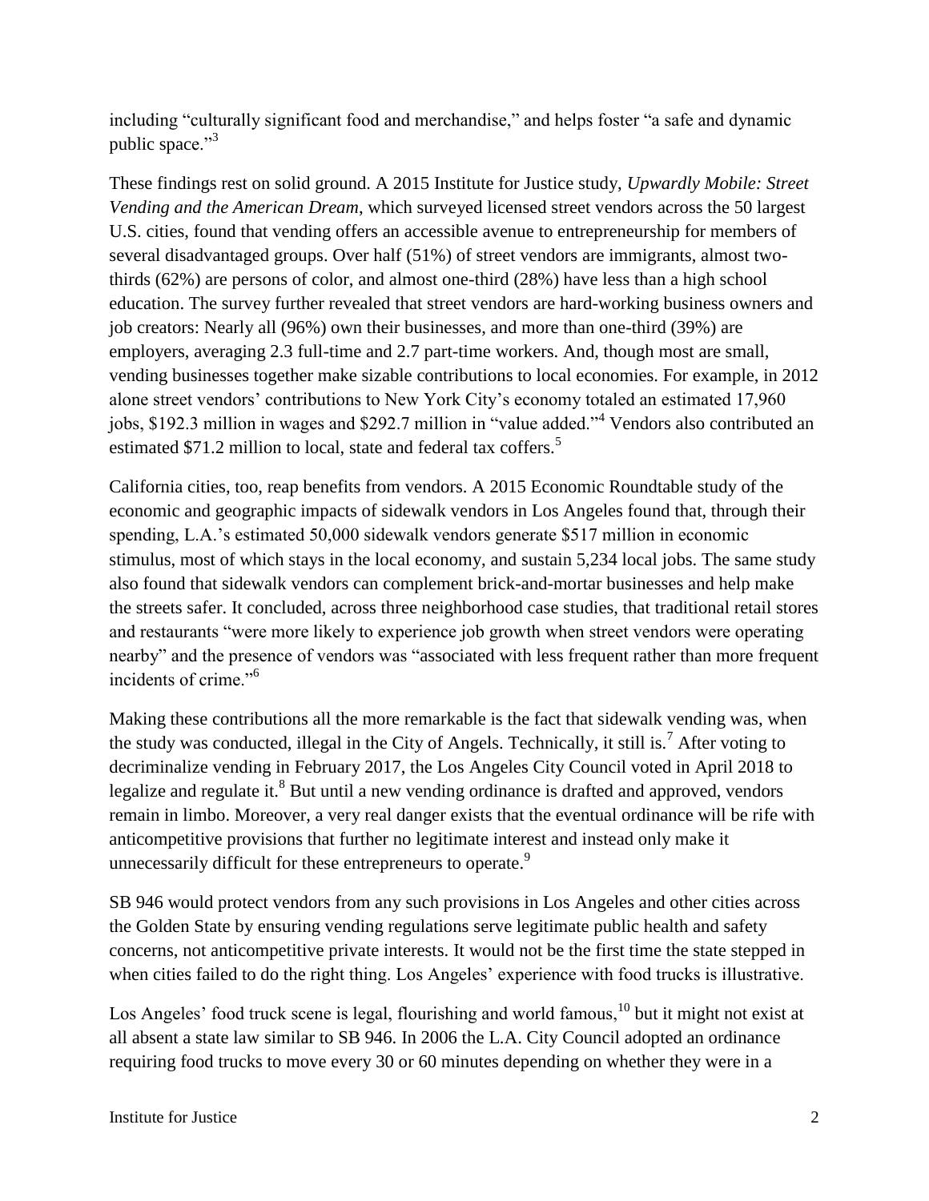including "culturally significant food and merchandise," and helps foster "a safe and dynamic public space."[3]

These findings rest on solid ground. A 2015 Institute for Justice study, *Upwardly Mobile: Street Vending and the American Dream*, which surveyed licensed street vendors across the 50 largest U.S. cities, found that vending offers an accessible avenue to entrepreneurship for members of several disadvantaged groups. Over half (51%) of street vendors are immigrants, almost two-thirds (62%) are persons of color, and almost one-third (28%) have less than a high school education. The survey further revealed that street vendors are hard-working business owners and job creators: Nearly all (96%) own their businesses, and more than one-third (39%) are employers, averaging 2.3 full-time and 2.7 part-time workers. And, though most are small, vending businesses together make sizable contributions to local economies. For example, in 2012 alone street vendors' contributions to New York City's economy totaled an estimated 17,960 jobs, $192.3 million in wages and $292.7 million in "value added."[4] Vendors also contributed an estimated $71.2 million to local, state and federal tax coffers.[5]

California cities, too, reap benefits from vendors. A 2015 Economic Roundtable study of the economic and geographic impacts of sidewalk vendors in Los Angeles found that, through their spending, L.A.'s estimated 50,000 sidewalk vendors generate $517 million in economic stimulus, most of which stays in the local economy, and sustain 5,234 local jobs. The same study also found that sidewalk vendors can complement brick-and-mortar businesses and help make the streets safer. It concluded, across three neighborhood case studies, that traditional retail stores and restaurants "were more likely to experience job growth when street vendors were operating nearby" and the presence of vendors was "associated with less frequent rather than more frequent incidents of crime."[6]

Making these contributions all the more remarkable is the fact that sidewalk vending was, when the study was conducted, illegal in the City of Angels. Technically, it still is.[7] After voting to decriminalize vending in February 2017, the Los Angeles City Council voted in April 2018 to legalize and regulate it.[8] But until a new vending ordinance is drafted and approved, vendors remain in limbo. Moreover, a very real danger exists that the eventual ordinance will be rife with anticompetitive provisions that further no legitimate interest and instead only make it unnecessarily difficult for these entrepreneurs to operate.[9]

SB 946 would protect vendors from any such provisions in Los Angeles and other cities across the Golden State by ensuring vending regulations serve legitimate public health and safety concerns, not anticompetitive private interests. It would not be the first time the state stepped in when cities failed to do the right thing. Los Angeles' experience with food trucks is illustrative.

Los Angeles' food truck scene is legal, flourishing and world famous,[10] but it might not exist at all absent a state law similar to SB 946. In 2006 the L.A. City Council adopted an ordinance requiring food trucks to move every 30 or 60 minutes depending on whether they were in a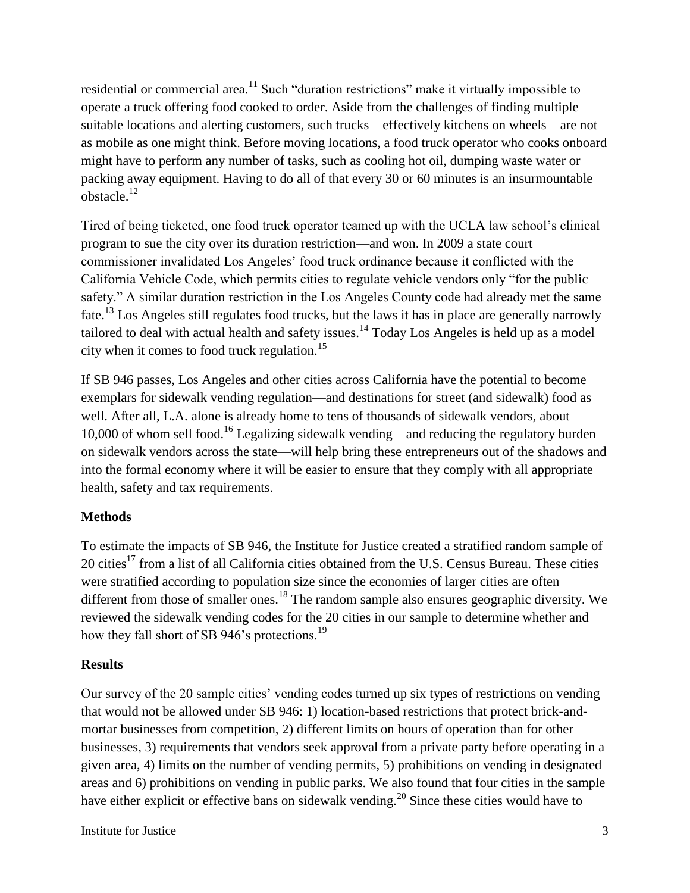residential or commercial area.[11] Such "duration restrictions" make it virtually impossible to operate a truck offering food cooked to order. Aside from the challenges of finding multiple suitable locations and alerting customers, such trucks—effectively kitchens on wheels—are not as mobile as one might think. Before moving locations, a food truck operator who cooks onboard might have to perform any number of tasks, such as cooling hot oil, dumping waste water or packing away equipment. Having to do all of that every 30 or 60 minutes is an insurmountable obstacle.[12]

Tired of being ticketed, one food truck operator teamed up with the UCLA law school's clinical program to sue the city over its duration restriction—and won. In 2009 a state court commissioner invalidated Los Angeles' food truck ordinance because it conflicted with the California Vehicle Code, which permits cities to regulate vehicle vendors only "for the public safety." A similar duration restriction in the Los Angeles County code had already met the same fate.[13] Los Angeles still regulates food trucks, but the laws it has in place are generally narrowly tailored to deal with actual health and safety issues.[14] Today Los Angeles is held up as a model city when it comes to food truck regulation.[15]

If SB 946 passes, Los Angeles and other cities across California have the potential to become exemplars for sidewalk vending regulation—and destinations for street (and sidewalk) food as well. After all, L.A. alone is already home to tens of thousands of sidewalk vendors, about 10,000 of whom sell food.[16] Legalizing sidewalk vending—and reducing the regulatory burden on sidewalk vendors across the state—will help bring these entrepreneurs out of the shadows and into the formal economy where it will be easier to ensure that they comply with all appropriate health, safety and tax requirements.

**Methods**

To estimate the impacts of SB 946, the Institute for Justice created a stratified random sample of 20 cities[17] from a list of all California cities obtained from the U.S. Census Bureau. These cities were stratified according to population size since the economies of larger cities are often different from those of smaller ones.[18] The random sample also ensures geographic diversity. We reviewed the sidewalk vending codes for the 20 cities in our sample to determine whether and how they fall short of SB 946's protections.[19]

**Results**

Our survey of the 20 sample cities' vending codes turned up six types of restrictions on vending that would not be allowed under SB 946: 1) location-based restrictions that protect brick-and-mortar businesses from competition, 2) different limits on hours of operation than for other businesses, 3) requirements that vendors seek approval from a private party before operating in a given area, 4) limits on the number of vending permits, 5) prohibitions on vending in designated areas and 6) prohibitions on vending in public parks. We also found that four cities in the sample have either explicit or effective bans on sidewalk vending.[20] Since these cities would have to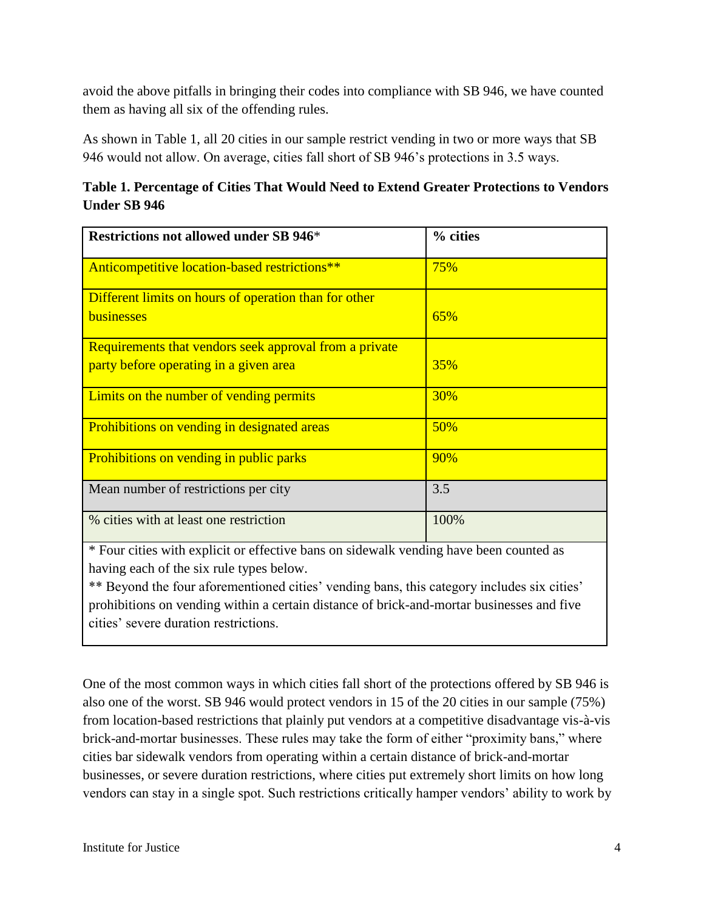avoid the above pitfalls in bringing their codes into compliance with SB 946, we have counted them as having all six of the offending rules.

As shown in Table 1, all 20 cities in our sample restrict vending in two or more ways that SB 946 would not allow. On average, cities fall short of SB 946's protections in 3.5 ways.

**Table 1. Percentage of Cities That Would Need to Extend Greater Protections to Vendors Under SB 946**

| **Restrictions not allowed under SB 946*** | **% cities** |
|---|---|
| Anticompetitive location-based restrictions** | 75% |
| Different limits on hours of operation than for other businesses | 65% |
| Requirements that vendors seek approval from a private party before operating in a given area | 35% |
| Limits on the number of vending permits | 30% |
| Prohibitions on vending in designated areas | 50% |
| Prohibitions on vending in public parks | 90% |
| Mean number of restrictions per city | 3.5 |
| % cities with at least one restriction | 100% |

\* Four cities with explicit or effective bans on sidewalk vending have been counted as having each of the six rule types below.
** Beyond the four aforementioned cities' vending bans, this category includes six cities' prohibitions on vending within a certain distance of brick-and-mortar businesses and five cities' severe duration restrictions.

One of the most common ways in which cities fall short of the protections offered by SB 946 is also one of the worst. SB 946 would protect vendors in 15 of the 20 cities in our sample (75%) from location-based restrictions that plainly put vendors at a competitive disadvantage vis-à-vis brick-and-mortar businesses. These rules may take the form of either "proximity bans," where cities bar sidewalk vendors from operating within a certain distance of brick-and-mortar businesses, or severe duration restrictions, where cities put extremely short limits on how long vendors can stay in a single spot. Such restrictions critically hamper vendors' ability to work by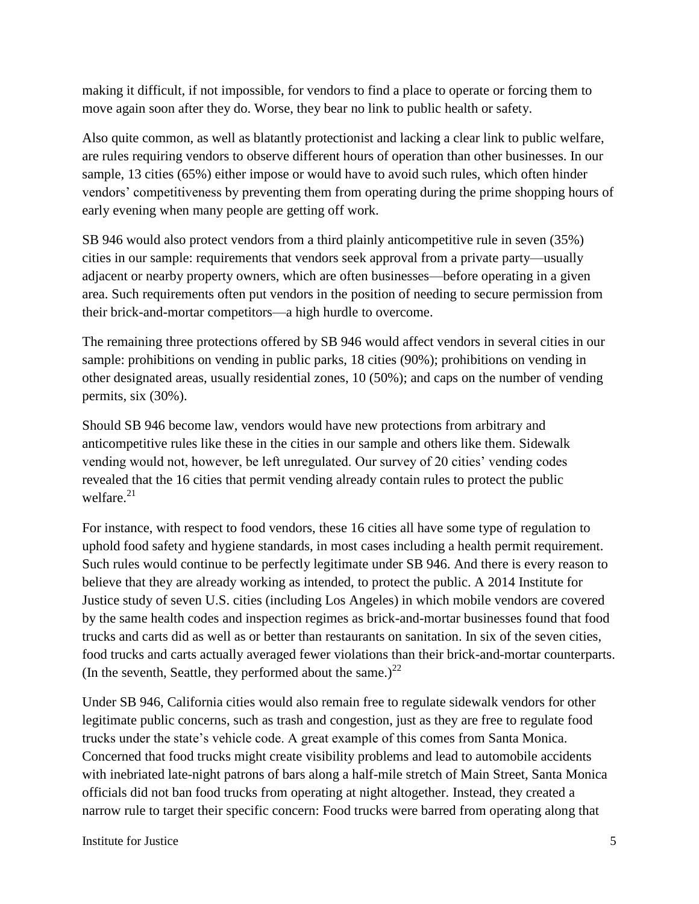making it difficult, if not impossible, for vendors to find a place to operate or forcing them to move again soon after they do. Worse, they bear no link to public health or safety.

Also quite common, as well as blatantly protectionist and lacking a clear link to public welfare, are rules requiring vendors to observe different hours of operation than other businesses. In our sample, 13 cities (65%) either impose or would have to avoid such rules, which often hinder vendors' competitiveness by preventing them from operating during the prime shopping hours of early evening when many people are getting off work.

SB 946 would also protect vendors from a third plainly anticompetitive rule in seven (35%) cities in our sample: requirements that vendors seek approval from a private party—usually adjacent or nearby property owners, which are often businesses—before operating in a given area. Such requirements often put vendors in the position of needing to secure permission from their brick-and-mortar competitors—a high hurdle to overcome.

The remaining three protections offered by SB 946 would affect vendors in several cities in our sample: prohibitions on vending in public parks, 18 cities (90%); prohibitions on vending in other designated areas, usually residential zones, 10 (50%); and caps on the number of vending permits, six (30%).

Should SB 946 become law, vendors would have new protections from arbitrary and anticompetitive rules like these in the cities in our sample and others like them. Sidewalk vending would not, however, be left unregulated. Our survey of 20 cities' vending codes revealed that the 16 cities that permit vending already contain rules to protect the public welfare.[21]

For instance, with respect to food vendors, these 16 cities all have some type of regulation to uphold food safety and hygiene standards, in most cases including a health permit requirement. Such rules would continue to be perfectly legitimate under SB 946. And there is every reason to believe that they are already working as intended, to protect the public. A 2014 Institute for Justice study of seven U.S. cities (including Los Angeles) in which mobile vendors are covered by the same health codes and inspection regimes as brick-and-mortar businesses found that food trucks and carts did as well as or better than restaurants on sanitation. In six of the seven cities, food trucks and carts actually averaged fewer violations than their brick-and-mortar counterparts. (In the seventh, Seattle, they performed about the same.)[22]

Under SB 946, California cities would also remain free to regulate sidewalk vendors for other legitimate public concerns, such as trash and congestion, just as they are free to regulate food trucks under the state's vehicle code. A great example of this comes from Santa Monica. Concerned that food trucks might create visibility problems and lead to automobile accidents with inebriated late-night patrons of bars along a half-mile stretch of Main Street, Santa Monica officials did not ban food trucks from operating at night altogether. Instead, they created a narrow rule to target their specific concern: Food trucks were barred from operating along that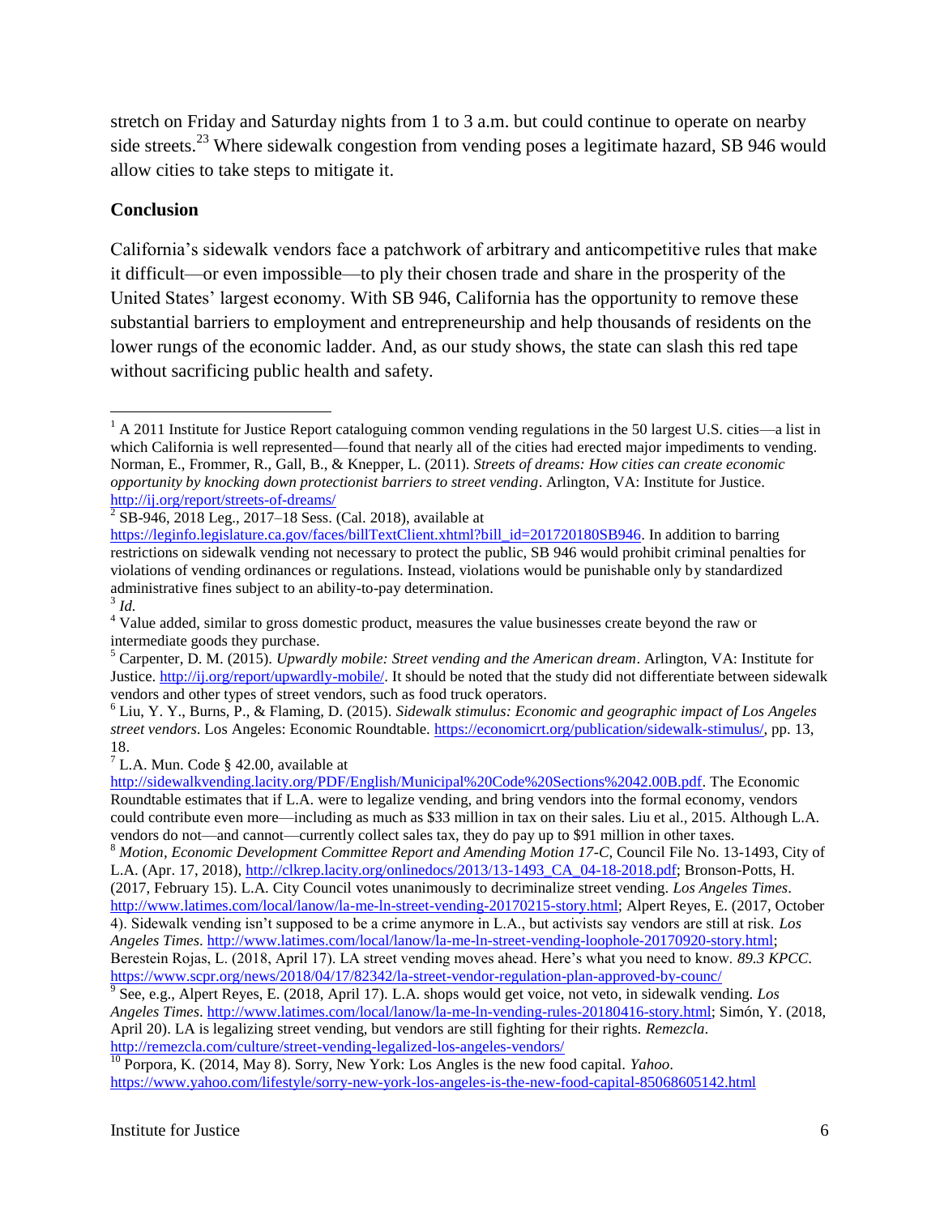stretch on Friday and Saturday nights from 1 to 3 a.m. but could continue to operate on nearby side streets.[23] Where sidewalk congestion from vending poses a legitimate hazard, SB 946 would allow cities to take steps to mitigate it.

## Conclusion

California's sidewalk vendors face a patchwork of arbitrary and anticompetitive rules that make it difficult—or even impossible—to ply their chosen trade and share in the prosperity of the United States' largest economy. With SB 946, California has the opportunity to remove these substantial barriers to employment and entrepreneurship and help thousands of residents on the lower rungs of the economic ladder. And, as our study shows, the state can slash this red tape without sacrificing public health and safety.

---

[1] A 2011 Institute for Justice Report cataloguing common vending regulations in the 50 largest U.S. cities—a list in which California is well represented—found that nearly all of the cities had erected major impediments to vending. Norman, E., Frommer, R., Gall, B., & Knepper, L. (2011). *Streets of dreams: How cities can create economic opportunity by knocking down protectionist barriers to street vending*. Arlington, VA: Institute for Justice. http://ij.org/report/streets-of-dreams/

[2] SB-946, 2018 Leg., 2017–18 Sess. (Cal. 2018), available at https://leginfo.legislature.ca.gov/faces/billTextClient.xhtml?bill_id=201720180SB946. In addition to barring restrictions on sidewalk vending not necessary to protect the public, SB 946 would prohibit criminal penalties for violations of vending ordinances or regulations. Instead, violations would be punishable only by standardized administrative fines subject to an ability-to-pay determination.

[3] *Id.*

[4] Value added, similar to gross domestic product, measures the value businesses create beyond the raw or intermediate goods they purchase.

[5] Carpenter, D. M. (2015). *Upwardly mobile: Street vending and the American dream*. Arlington, VA: Institute for Justice. http://ij.org/report/upwardly-mobile/. It should be noted that the study did not differentiate between sidewalk vendors and other types of street vendors, such as food truck operators.

[6] Liu, Y. Y., Burns, P., & Flaming, D. (2015). *Sidewalk stimulus: Economic and geographic impact of Los Angeles street vendors*. Los Angeles: Economic Roundtable. https://economicrt.org/publication/sidewalk-stimulus/, pp. 13, 18.

[7] L.A. Mun. Code § 42.00, available at http://sidewalkvending.lacity.org/PDF/English/Municipal%20Code%20Sections%2042.00B.pdf. The Economic Roundtable estimates that if L.A. were to legalize vending, and bring vendors into the formal economy, vendors could contribute even more—including as much as $33 million in tax on their sales. Liu et al., 2015. Although L.A. vendors do not—and cannot—currently collect sales tax, they do pay up to $91 million in other taxes.

[8] *Motion, Economic Development Committee Report and Amending Motion 17-C*, Council File No. 13-1493, City of L.A. (Apr. 17, 2018), http://clkrep.lacity.org/onlinedocs/2013/13-1493_CA_04-18-2018.pdf; Bronson-Potts, H. (2017, February 15). L.A. City Council votes unanimously to decriminalize street vending. *Los Angeles Times*. http://www.latimes.com/local/lanow/la-me-ln-street-vending-20170215-story.html; Alpert Reyes, E. (2017, October 4). Sidewalk vending isn't supposed to be a crime anymore in L.A., but activists say vendors are still at risk. *Los Angeles Times*. http://www.latimes.com/local/lanow/la-me-ln-street-vending-loophole-20170920-story.html; Berestein Rojas, L. (2018, April 17). LA street vending moves ahead. Here's what you need to know. *89.3 KPCC*. https://www.scpr.org/news/2018/04/17/82342/la-street-vendor-regulation-plan-approved-by-counc/

[9] See, e.g., Alpert Reyes, E. (2018, April 17). L.A. shops would get voice, not veto, in sidewalk vending. *Los Angeles Times*. http://www.latimes.com/local/lanow/la-me-ln-vending-rules-20180416-story.html; Simón, Y. (2018, April 20). LA is legalizing street vending, but vendors are still fighting for their rights. *Remezcla*. http://remezcla.com/culture/street-vending-legalized-los-angeles-vendors/

[10] Porpora, K. (2014, May 8). Sorry, New York: Los Angles is the new food capital. *Yahoo*. https://www.yahoo.com/lifestyle/sorry-new-york-los-angeles-is-the-new-food-capital-85068605142.html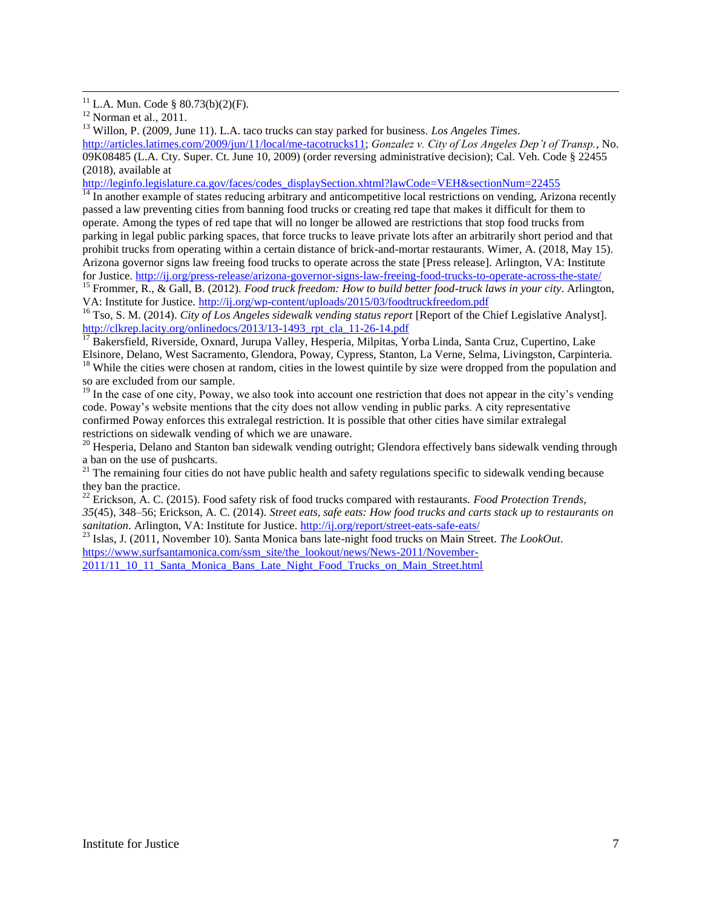[11] L.A. Mun. Code § 80.73(b)(2)(F).

[12] Norman et al., 2011.

[13] Willon, P. (2009, June 11). L.A. taco trucks can stay parked for business. *Los Angeles Times*. http://articles.latimes.com/2009/jun/11/local/me-tacotrucks11; *Gonzalez v. City of Los Angeles Dep't of Transp.*, No. 09K08485 (L.A. Cty. Super. Ct. June 10, 2009) (order reversing administrative decision); Cal. Veh. Code § 22455 (2018), available at http://leginfo.legislature.ca.gov/faces/codes_displaySection.xhtml?lawCode=VEH&sectionNum=22455

[14] In another example of states reducing arbitrary and anticompetitive local restrictions on vending, Arizona recently passed a law preventing cities from banning food trucks or creating red tape that makes it difficult for them to operate. Among the types of red tape that will no longer be allowed are restrictions that stop food trucks from parking in legal public parking spaces, that force trucks to leave private lots after an arbitrarily short period and that prohibit trucks from operating within a certain distance of brick-and-mortar restaurants. Wimer, A. (2018, May 15). Arizona governor signs law freeing food trucks to operate across the state [Press release]. Arlington, VA: Institute for Justice. http://ij.org/press-release/arizona-governor-signs-law-freeing-food-trucks-to-operate-across-the-state/

[15] Frommer, R., & Gall, B. (2012). *Food truck freedom: How to build better food-truck laws in your city*. Arlington, VA: Institute for Justice. http://ij.org/wp-content/uploads/2015/03/foodtruckfreedom.pdf

[16] Tso, S. M. (2014). *City of Los Angeles sidewalk vending status report* [Report of the Chief Legislative Analyst]. http://clkrep.lacity.org/onlinedocs/2013/13-1493_rpt_cla_11-26-14.pdf

[17] Bakersfield, Riverside, Oxnard, Jurupa Valley, Hesperia, Milpitas, Yorba Linda, Santa Cruz, Cupertino, Lake Elsinore, Delano, West Sacramento, Glendora, Poway, Cypress, Stanton, La Verne, Selma, Livingston, Carpinteria.

[18] While the cities were chosen at random, cities in the lowest quintile by size were dropped from the population and so are excluded from our sample.

[19] In the case of one city, Poway, we also took into account one restriction that does not appear in the city's vending code. Poway's website mentions that the city does not allow vending in public parks. A city representative confirmed Poway enforces this extralegal restriction. It is possible that other cities have similar extralegal restrictions on sidewalk vending of which we are unaware.

[20] Hesperia, Delano and Stanton ban sidewalk vending outright; Glendora effectively bans sidewalk vending through a ban on the use of pushcarts.

[21] The remaining four cities do not have public health and safety regulations specific to sidewalk vending because they ban the practice.

[22] Erickson, A. C. (2015). Food safety risk of food trucks compared with restaurants. *Food Protection Trends, 35*(45), 348–56; Erickson, A. C. (2014). *Street eats, safe eats: How food trucks and carts stack up to restaurants on sanitation*. Arlington, VA: Institute for Justice. http://ij.org/report/street-eats-safe-eats/

[23] Islas, J. (2011, November 10). Santa Monica bans late-night food trucks on Main Street. *The LookOut*. https://www.surfsantamonica.com/ssm_site/the_lookout/news/News-2011/November-2011/11_10_11_Santa_Monica_Bans_Late_Night_Food_Trucks_on_Main_Street.html